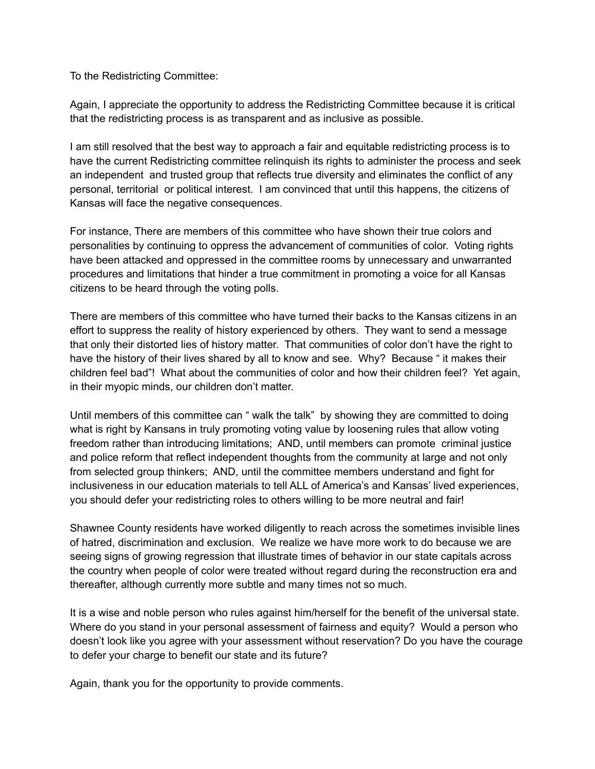To the Redistricting Committee:

Again, I appreciate the opportunity to address the Redistricting Committee because it is critical that the redistricting process is as transparent and as inclusive as possible.

I am still resolved that the best way to approach a fair and equitable redistricting process is to have the current Redistricting committee relinquish its rights to administer the process and seek an independent and trusted group that reflects true diversity and eliminates the conflict of any personal, territorial or political interest. I am convinced that until this happens, the citizens of Kansas will face the negative consequences.

For instance, There are members of this committee who have shown their true colors and personalities by continuing to oppress the advancement of communities of color. Voting rights have been attacked and oppressed in the committee rooms by unnecessary and unwarranted procedures and limitations that hinder a true commitment in promoting a voice for all Kansas citizens to be heard through the voting polls.

There are members of this committee who have turned their backs to the Kansas citizens in an effort to suppress the reality of history experienced by others. They want to send a message that only their distorted lies of history matter. That communities of color don't have the right to have the history of their lives shared by all to know and see. Why? Because " it makes their children feel bad"! What about the communities of color and how their children feel? Yet again, in their myopic minds, our children don't matter.

Until members of this committee can " walk the talk" by showing they are committed to doing what is right by Kansans in truly promoting voting value by loosening rules that allow voting freedom rather than introducing limitations; AND, until members can promote criminal justice and police reform that reflect independent thoughts from the community at large and not only from selected group thinkers; AND, until the committee members understand and fight for inclusiveness in our education materials to tell ALL of America's and Kansas' lived experiences, you should defer your redistricting roles to others willing to be more neutral and fair!

Shawnee County residents have worked diligently to reach across the sometimes invisible lines of hatred, discrimination and exclusion. We realize we have more work to do because we are seeing signs of growing regression that illustrate times of behavior in our state capitals across the country when people of color were treated without regard during the reconstruction era and thereafter, although currently more subtle and many times not so much.

It is a wise and noble person who rules against him/herself for the benefit of the universal state. Where do you stand in your personal assessment of fairness and equity? Would a person who doesn't look like you agree with your assessment without reservation? Do you have the courage to defer your charge to benefit our state and its future?

Again, thank you for the opportunity to provide comments.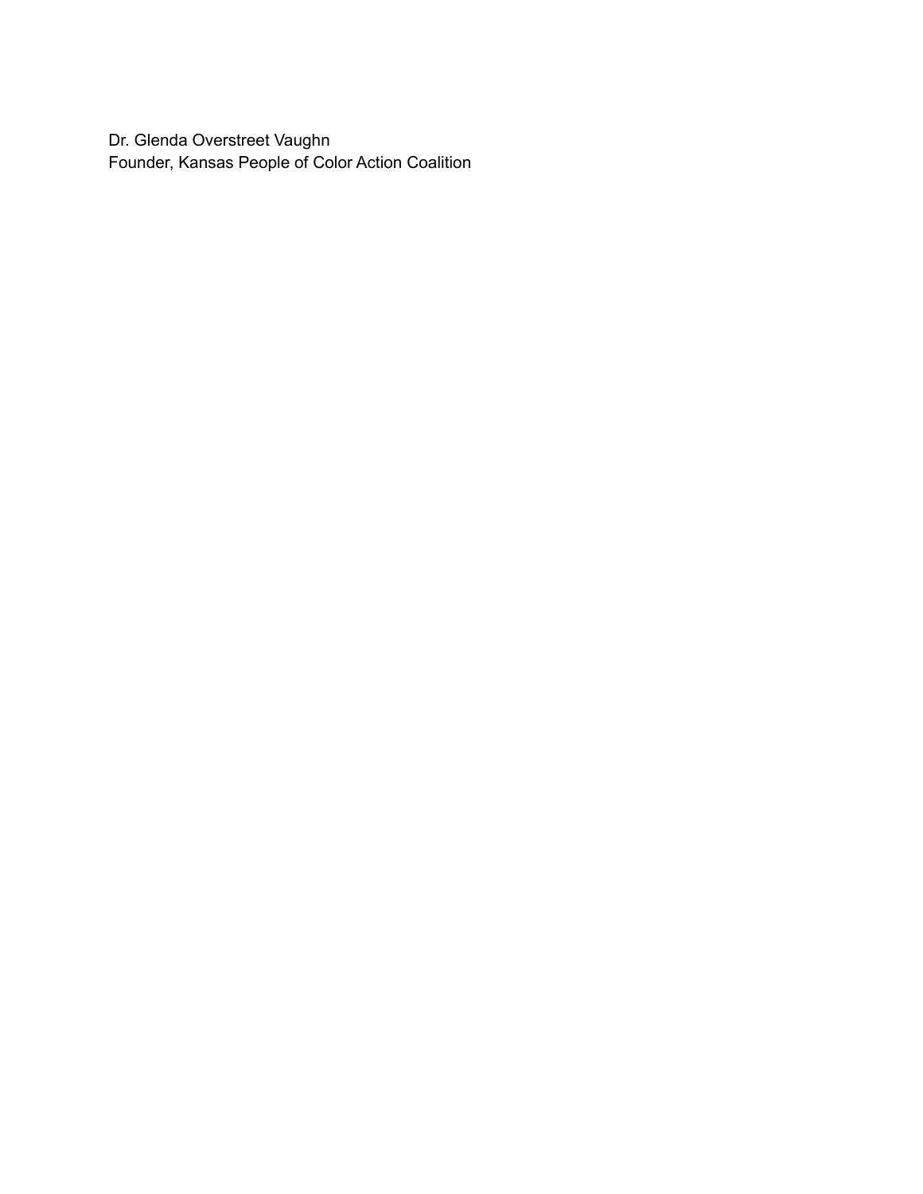Dr. Glenda Overstreet Vaughn
Founder, Kansas People of Color Action Coalition